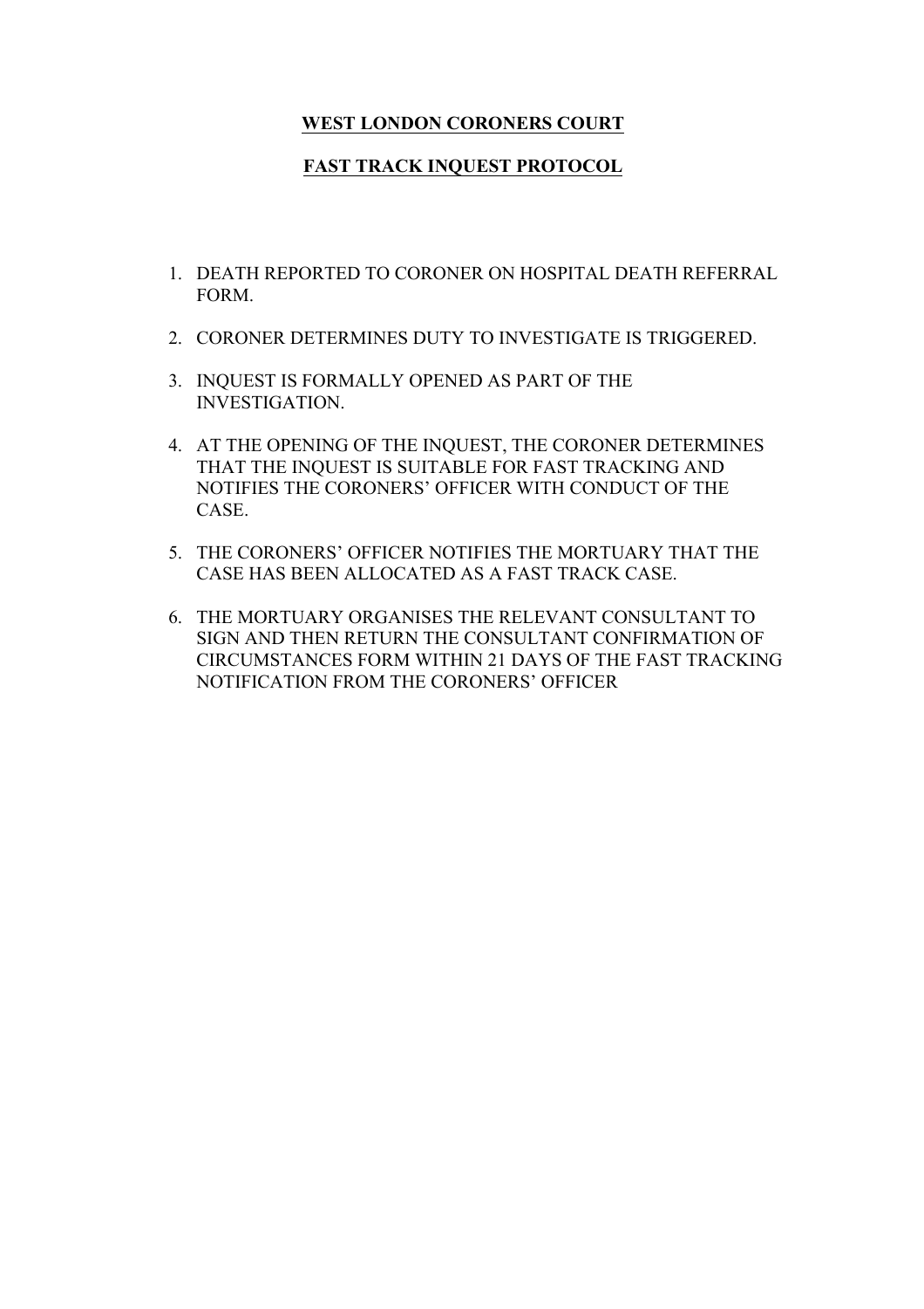**WEST LONDON CORONERS COURT**

**FAST TRACK INQUEST PROTOCOL**

1. DEATH REPORTED TO CORONER ON HOSPITAL DEATH REFERRAL FORM.
2. CORONER DETERMINES DUTY TO INVESTIGATE IS TRIGGERED.
3. INQUEST IS FORMALLY OPENED AS PART OF THE INVESTIGATION.
4. AT THE OPENING OF THE INQUEST, THE CORONER DETERMINES THAT THE INQUEST IS SUITABLE FOR FAST TRACKING AND NOTIFIES THE CORONERS' OFFICER WITH CONDUCT OF THE CASE.
5. THE CORONERS' OFFICER NOTIFIES THE MORTUARY THAT THE CASE HAS BEEN ALLOCATED AS A FAST TRACK CASE.
6. THE MORTUARY ORGANISES THE RELEVANT CONSULTANT TO SIGN AND THEN RETURN THE CONSULTANT CONFIRMATION OF CIRCUMSTANCES FORM WITHIN 21 DAYS OF THE FAST TRACKING NOTIFICATION FROM THE CORONERS' OFFICER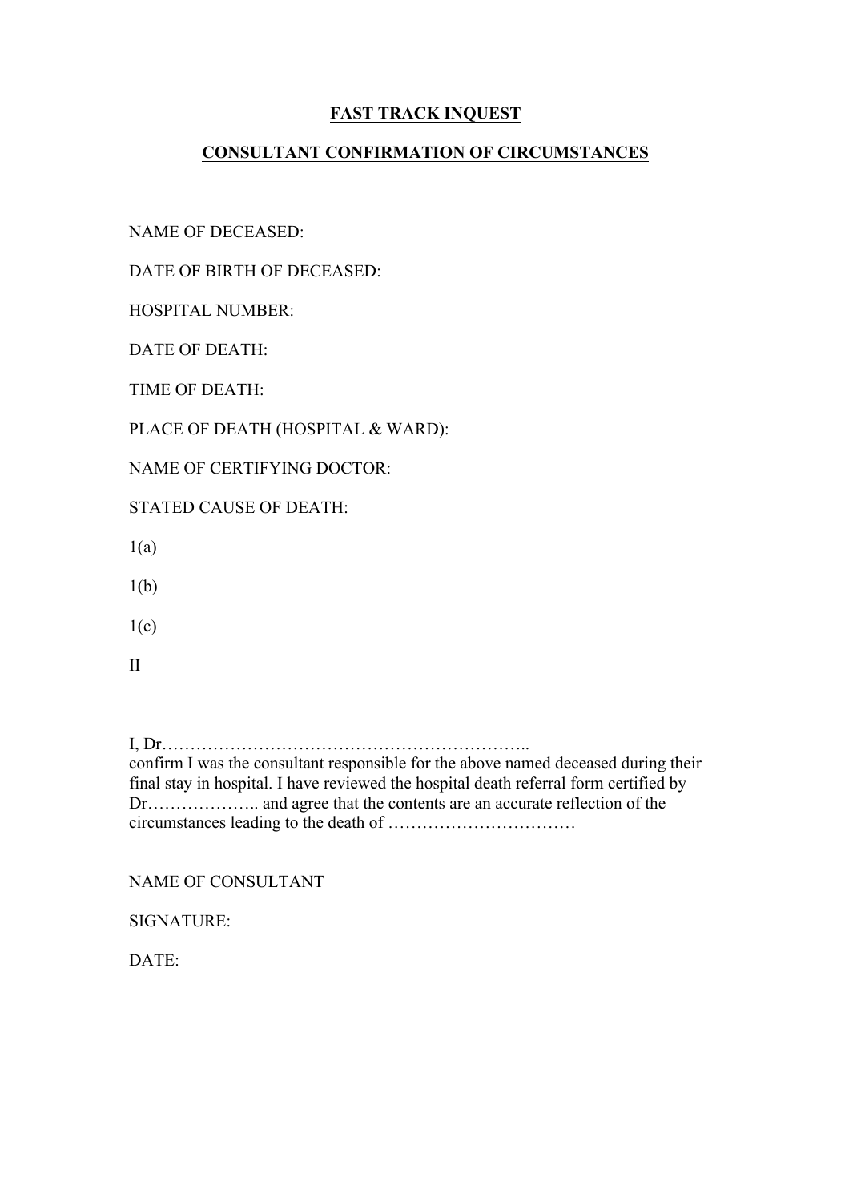**FAST TRACK INQUEST**

**CONSULTANT CONFIRMATION OF CIRCUMSTANCES**

NAME OF DECEASED:

DATE OF BIRTH OF DECEASED:

HOSPITAL NUMBER:

DATE OF DEATH:

TIME OF DEATH:

PLACE OF DEATH (HOSPITAL & WARD):

NAME OF CERTIFYING DOCTOR:

STATED CAUSE OF DEATH:

1(a)

1(b)

1(c)

II

I, Dr……………………………………………………….. confirm I was the consultant responsible for the above named deceased during their final stay in hospital. I have reviewed the hospital death referral form certified by Dr……………….. and agree that the contents are an accurate reflection of the circumstances leading to the death of ……………………………

NAME OF CONSULTANT

SIGNATURE:

DATE: